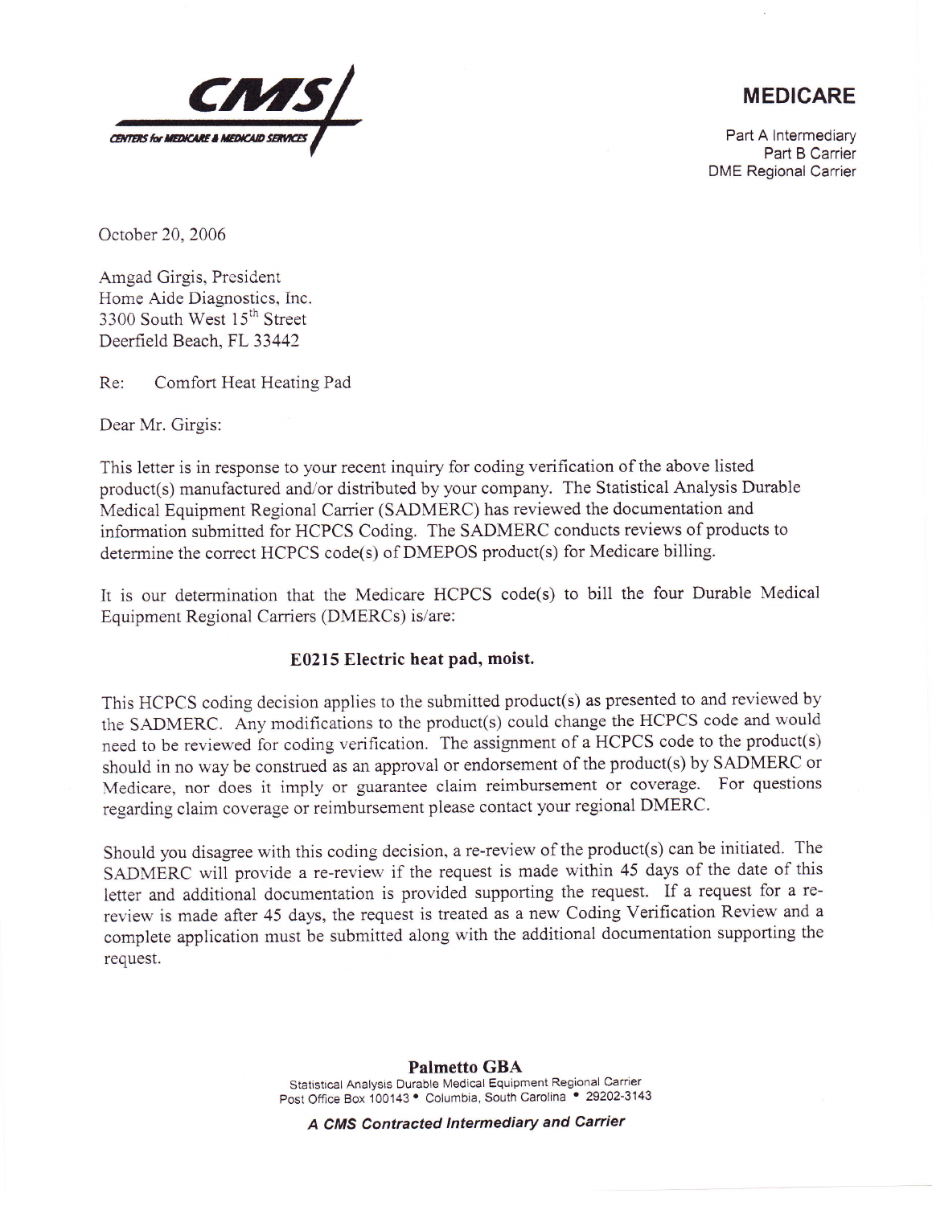**CMS**
CENTERS for MEDICARE & MEDICAID SERVICES

**MEDICARE**

Part A Intermediary
Part B Carrier
DME Regional Carrier

October 20, 2006

Amgad Girgis, President
Home Aide Diagnostics, Inc.
3300 South West 15th Street
Deerfield Beach, FL 33442

Re: Comfort Heat Heating Pad

Dear Mr. Girgis:

This letter is in response to your recent inquiry for coding verification of the above listed product(s) manufactured and/or distributed by your company. The Statistical Analysis Durable Medical Equipment Regional Carrier (SADMERC) has reviewed the documentation and information submitted for HCPCS Coding. The SADMERC conducts reviews of products to determine the correct HCPCS code(s) of DMEPOS product(s) for Medicare billing.

It is our determination that the Medicare HCPCS code(s) to bill the four Durable Medical Equipment Regional Carriers (DMERCs) is/are:

**E0215 Electric heat pad, moist.**

This HCPCS coding decision applies to the submitted product(s) as presented to and reviewed by the SADMERC. Any modifications to the product(s) could change the HCPCS code and would need to be reviewed for coding verification. The assignment of a HCPCS code to the product(s) should in no way be construed as an approval or endorsement of the product(s) by SADMERC or Medicare, nor does it imply or guarantee claim reimbursement or coverage. For questions regarding claim coverage or reimbursement please contact your regional DMERC.

Should you disagree with this coding decision, a re-review of the product(s) can be initiated. The SADMERC will provide a re-review if the request is made within 45 days of the date of this letter and additional documentation is provided supporting the request. If a request for a re-review is made after 45 days, the request is treated as a new Coding Verification Review and a complete application must be submitted along with the additional documentation supporting the request.

**Palmetto GBA**
Statistical Analysis Durable Medical Equipment Regional Carrier
Post Office Box 100143 • Columbia, South Carolina • 29202-3143

***A CMS Contracted Intermediary and Carrier***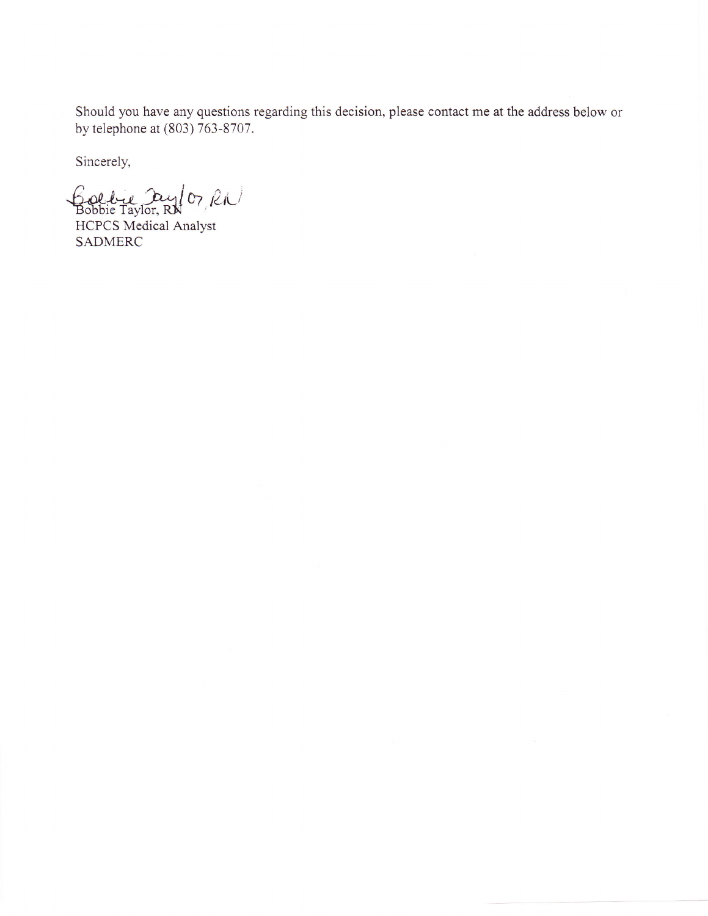Should you have any questions regarding this decision, please contact me at the address below or by telephone at (803) 763-8707.

Sincerely,

Bobbie Taylor, RN
HCPCS Medical Analyst
SADMERC